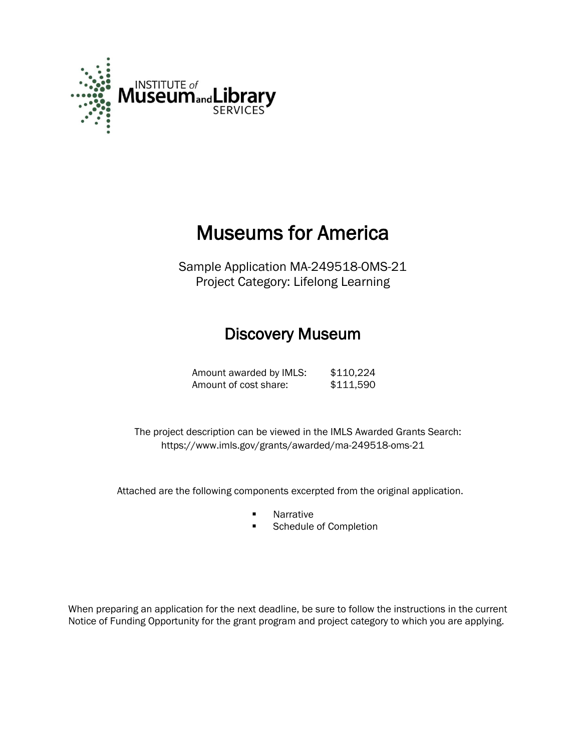INSTITUTE of Museum and Library SERVICES

# Museums for America

Sample Application MA-249518-OMS-21
Project Category: Lifelong Learning

## Discovery Museum

| | |
|---|---|
| Amount awarded by IMLS: | $110,224 |
| Amount of cost share: | $111,590 |

The project description can be viewed in the IMLS Awarded Grants Search: https://www.imls.gov/grants/awarded/ma-249518-oms-21

Attached are the following components excerpted from the original application.

- Narrative
- Schedule of Completion

When preparing an application for the next deadline, be sure to follow the instructions in the current Notice of Funding Opportunity for the grant program and project category to which you are applying.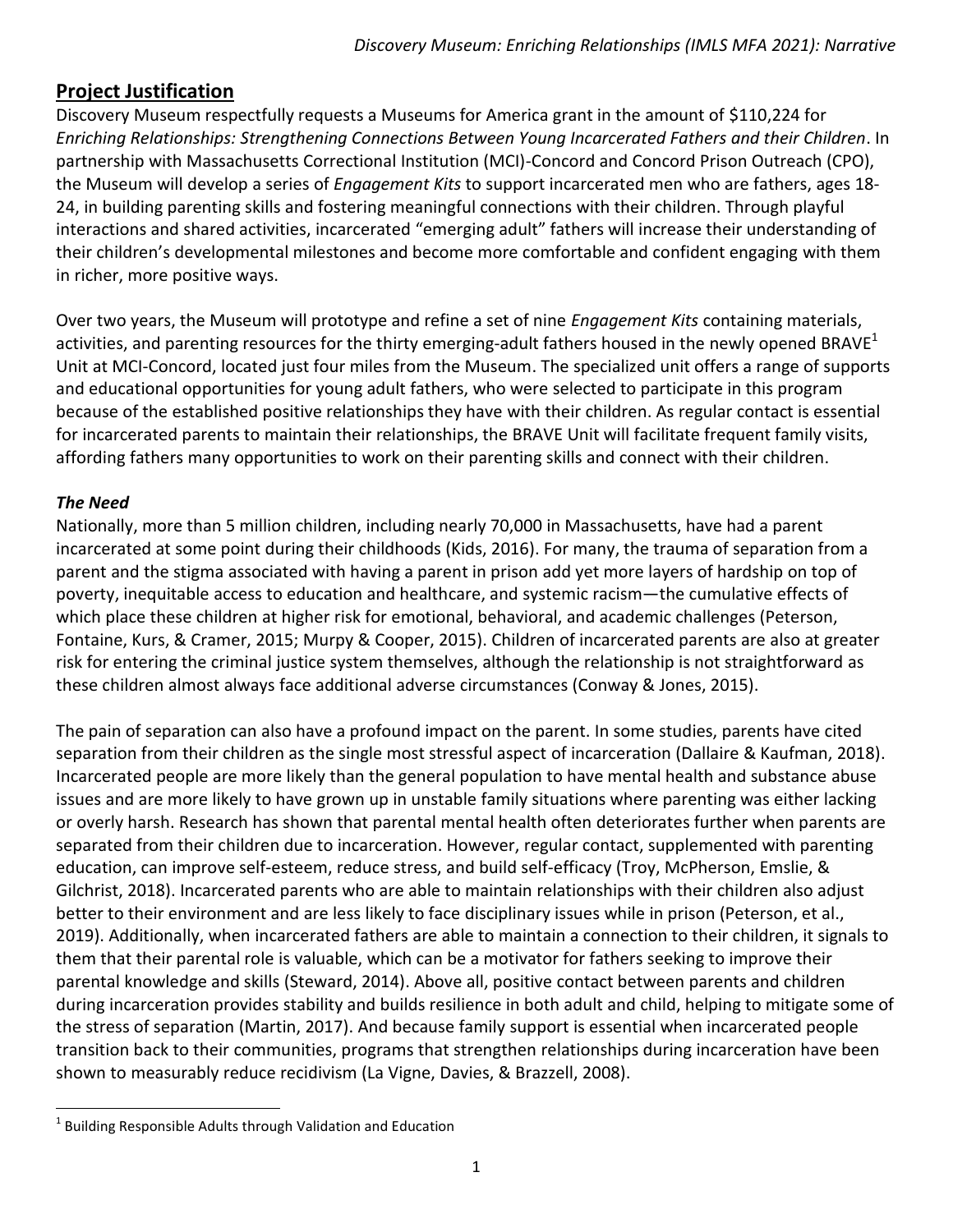## Project Justification

Discovery Museum respectfully requests a Museums for America grant in the amount of $110,224 for *Enriching Relationships: Strengthening Connections Between Young Incarcerated Fathers and their Children*. In partnership with Massachusetts Correctional Institution (MCI)-Concord and Concord Prison Outreach (CPO), the Museum will develop a series of *Engagement Kits* to support incarcerated men who are fathers, ages 18-24, in building parenting skills and fostering meaningful connections with their children. Through playful interactions and shared activities, incarcerated "emerging adult" fathers will increase their understanding of their children's developmental milestones and become more comfortable and confident engaging with them in richer, more positive ways.

Over two years, the Museum will prototype and refine a set of nine *Engagement Kits* containing materials, activities, and parenting resources for the thirty emerging-adult fathers housed in the newly opened BRAVE[1] Unit at MCI-Concord, located just four miles from the Museum. The specialized unit offers a range of supports and educational opportunities for young adult fathers, who were selected to participate in this program because of the established positive relationships they have with their children. As regular contact is essential for incarcerated parents to maintain their relationships, the BRAVE Unit will facilitate frequent family visits, affording fathers many opportunities to work on their parenting skills and connect with their children.

### *The Need*

Nationally, more than 5 million children, including nearly 70,000 in Massachusetts, have had a parent incarcerated at some point during their childhoods (Kids, 2016). For many, the trauma of separation from a parent and the stigma associated with having a parent in prison add yet more layers of hardship on top of poverty, inequitable access to education and healthcare, and systemic racism—the cumulative effects of which place these children at higher risk for emotional, behavioral, and academic challenges (Peterson, Fontaine, Kurs, & Cramer, 2015; Murpy & Cooper, 2015). Children of incarcerated parents are also at greater risk for entering the criminal justice system themselves, although the relationship is not straightforward as these children almost always face additional adverse circumstances (Conway & Jones, 2015).

The pain of separation can also have a profound impact on the parent. In some studies, parents have cited separation from their children as the single most stressful aspect of incarceration (Dallaire & Kaufman, 2018). Incarcerated people are more likely than the general population to have mental health and substance abuse issues and are more likely to have grown up in unstable family situations where parenting was either lacking or overly harsh. Research has shown that parental mental health often deteriorates further when parents are separated from their children due to incarceration. However, regular contact, supplemented with parenting education, can improve self-esteem, reduce stress, and build self-efficacy (Troy, McPherson, Emslie, & Gilchrist, 2018). Incarcerated parents who are able to maintain relationships with their children also adjust better to their environment and are less likely to face disciplinary issues while in prison (Peterson, et al., 2019). Additionally, when incarcerated fathers are able to maintain a connection to their children, it signals to them that their parental role is valuable, which can be a motivator for fathers seeking to improve their parental knowledge and skills (Steward, 2014). Above all, positive contact between parents and children during incarceration provides stability and builds resilience in both adult and child, helping to mitigate some of the stress of separation (Martin, 2017). And because family support is essential when incarcerated people transition back to their communities, programs that strengthen relationships during incarceration have been shown to measurably reduce recidivism (La Vigne, Davies, & Brazzell, 2008).

[1] Building Responsible Adults through Validation and Education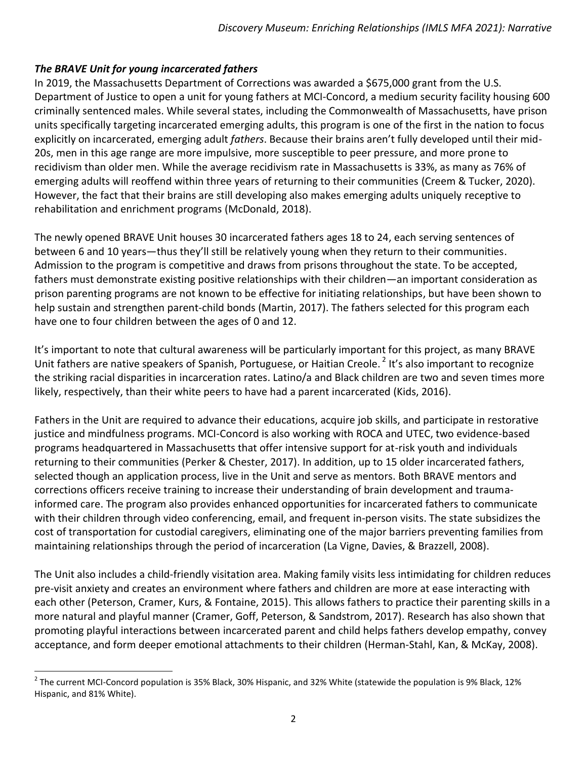### *The BRAVE Unit for young incarcerated fathers*

In 2019, the Massachusetts Department of Corrections was awarded a $675,000 grant from the U.S. Department of Justice to open a unit for young fathers at MCI-Concord, a medium security facility housing 600 criminally sentenced males. While several states, including the Commonwealth of Massachusetts, have prison units specifically targeting incarcerated emerging adults, this program is one of the first in the nation to focus explicitly on incarcerated, emerging adult *fathers*. Because their brains aren't fully developed until their mid-20s, men in this age range are more impulsive, more susceptible to peer pressure, and more prone to recidivism than older men. While the average recidivism rate in Massachusetts is 33%, as many as 76% of emerging adults will reoffend within three years of returning to their communities (Creem & Tucker, 2020). However, the fact that their brains are still developing also makes emerging adults uniquely receptive to rehabilitation and enrichment programs (McDonald, 2018).

The newly opened BRAVE Unit houses 30 incarcerated fathers ages 18 to 24, each serving sentences of between 6 and 10 years—thus they'll still be relatively young when they return to their communities. Admission to the program is competitive and draws from prisons throughout the state. To be accepted, fathers must demonstrate existing positive relationships with their children—an important consideration as prison parenting programs are not known to be effective for initiating relationships, but have been shown to help sustain and strengthen parent-child bonds (Martin, 2017). The fathers selected for this program each have one to four children between the ages of 0 and 12.

It's important to note that cultural awareness will be particularly important for this project, as many BRAVE Unit fathers are native speakers of Spanish, Portuguese, or Haitian Creole. [2] It's also important to recognize the striking racial disparities in incarceration rates. Latino/a and Black children are two and seven times more likely, respectively, than their white peers to have had a parent incarcerated (Kids, 2016).

Fathers in the Unit are required to advance their educations, acquire job skills, and participate in restorative justice and mindfulness programs. MCI-Concord is also working with ROCA and UTEC, two evidence-based programs headquartered in Massachusetts that offer intensive support for at-risk youth and individuals returning to their communities (Perker & Chester, 2017). In addition, up to 15 older incarcerated fathers, selected though an application process, live in the Unit and serve as mentors. Both BRAVE mentors and corrections officers receive training to increase their understanding of brain development and trauma-informed care. The program also provides enhanced opportunities for incarcerated fathers to communicate with their children through video conferencing, email, and frequent in-person visits. The state subsidizes the cost of transportation for custodial caregivers, eliminating one of the major barriers preventing families from maintaining relationships through the period of incarceration (La Vigne, Davies, & Brazzell, 2008).

The Unit also includes a child-friendly visitation area. Making family visits less intimidating for children reduces pre-visit anxiety and creates an environment where fathers and children are more at ease interacting with each other (Peterson, Cramer, Kurs, & Fontaine, 2015). This allows fathers to practice their parenting skills in a more natural and playful manner (Cramer, Goff, Peterson, & Sandstrom, 2017). Research has also shown that promoting playful interactions between incarcerated parent and child helps fathers develop empathy, convey acceptance, and form deeper emotional attachments to their children (Herman-Stahl, Kan, & McKay, 2008).

[2] The current MCI-Concord population is 35% Black, 30% Hispanic, and 32% White (statewide the population is 9% Black, 12% Hispanic, and 81% White).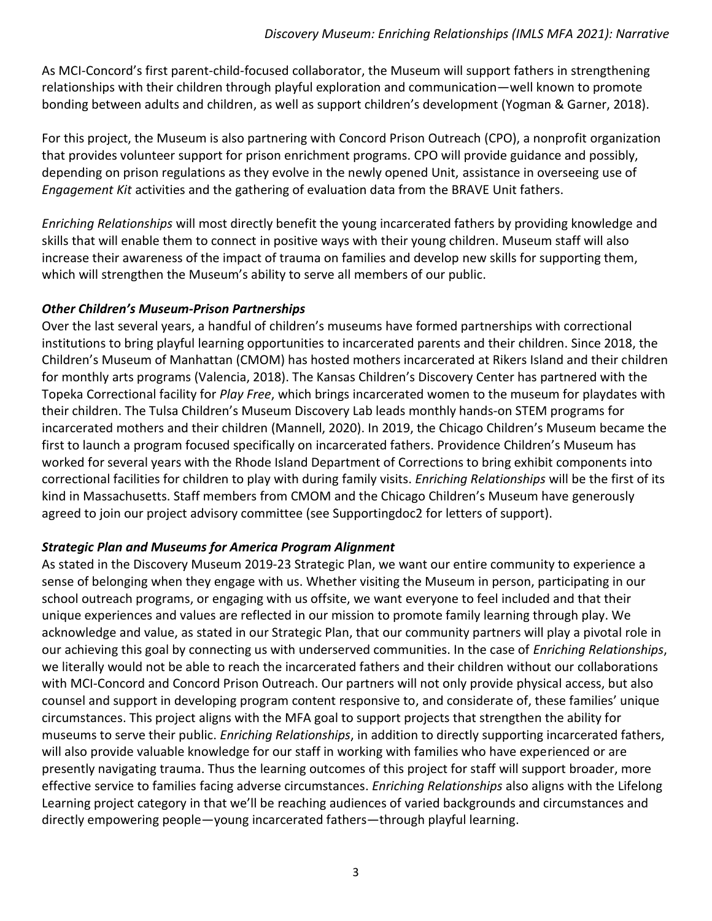As MCI-Concord's first parent-child-focused collaborator, the Museum will support fathers in strengthening relationships with their children through playful exploration and communication—well known to promote bonding between adults and children, as well as support children's development (Yogman & Garner, 2018).

For this project, the Museum is also partnering with Concord Prison Outreach (CPO), a nonprofit organization that provides volunteer support for prison enrichment programs. CPO will provide guidance and possibly, depending on prison regulations as they evolve in the newly opened Unit, assistance in overseeing use of *Engagement Kit* activities and the gathering of evaluation data from the BRAVE Unit fathers.

*Enriching Relationships* will most directly benefit the young incarcerated fathers by providing knowledge and skills that will enable them to connect in positive ways with their young children. Museum staff will also increase their awareness of the impact of trauma on families and develop new skills for supporting them, which will strengthen the Museum's ability to serve all members of our public.

### *Other Children's Museum-Prison Partnerships*

Over the last several years, a handful of children's museums have formed partnerships with correctional institutions to bring playful learning opportunities to incarcerated parents and their children. Since 2018, the Children's Museum of Manhattan (CMOM) has hosted mothers incarcerated at Rikers Island and their children for monthly arts programs (Valencia, 2018). The Kansas Children's Discovery Center has partnered with the Topeka Correctional facility for *Play Free*, which brings incarcerated women to the museum for playdates with their children. The Tulsa Children's Museum Discovery Lab leads monthly hands-on STEM programs for incarcerated mothers and their children (Mannell, 2020). In 2019, the Chicago Children's Museum became the first to launch a program focused specifically on incarcerated fathers. Providence Children's Museum has worked for several years with the Rhode Island Department of Corrections to bring exhibit components into correctional facilities for children to play with during family visits. *Enriching Relationships* will be the first of its kind in Massachusetts. Staff members from CMOM and the Chicago Children's Museum have generously agreed to join our project advisory committee (see Supportingdoc2 for letters of support).

### *Strategic Plan and Museums for America Program Alignment*

As stated in the Discovery Museum 2019-23 Strategic Plan, we want our entire community to experience a sense of belonging when they engage with us. Whether visiting the Museum in person, participating in our school outreach programs, or engaging with us offsite, we want everyone to feel included and that their unique experiences and values are reflected in our mission to promote family learning through play. We acknowledge and value, as stated in our Strategic Plan, that our community partners will play a pivotal role in our achieving this goal by connecting us with underserved communities. In the case of *Enriching Relationships*, we literally would not be able to reach the incarcerated fathers and their children without our collaborations with MCI-Concord and Concord Prison Outreach. Our partners will not only provide physical access, but also counsel and support in developing program content responsive to, and considerate of, these families' unique circumstances. This project aligns with the MFA goal to support projects that strengthen the ability for museums to serve their public. *Enriching Relationships*, in addition to directly supporting incarcerated fathers, will also provide valuable knowledge for our staff in working with families who have experienced or are presently navigating trauma. Thus the learning outcomes of this project for staff will support broader, more effective service to families facing adverse circumstances. *Enriching Relationships* also aligns with the Lifelong Learning project category in that we'll be reaching audiences of varied backgrounds and circumstances and directly empowering people—young incarcerated fathers—through playful learning.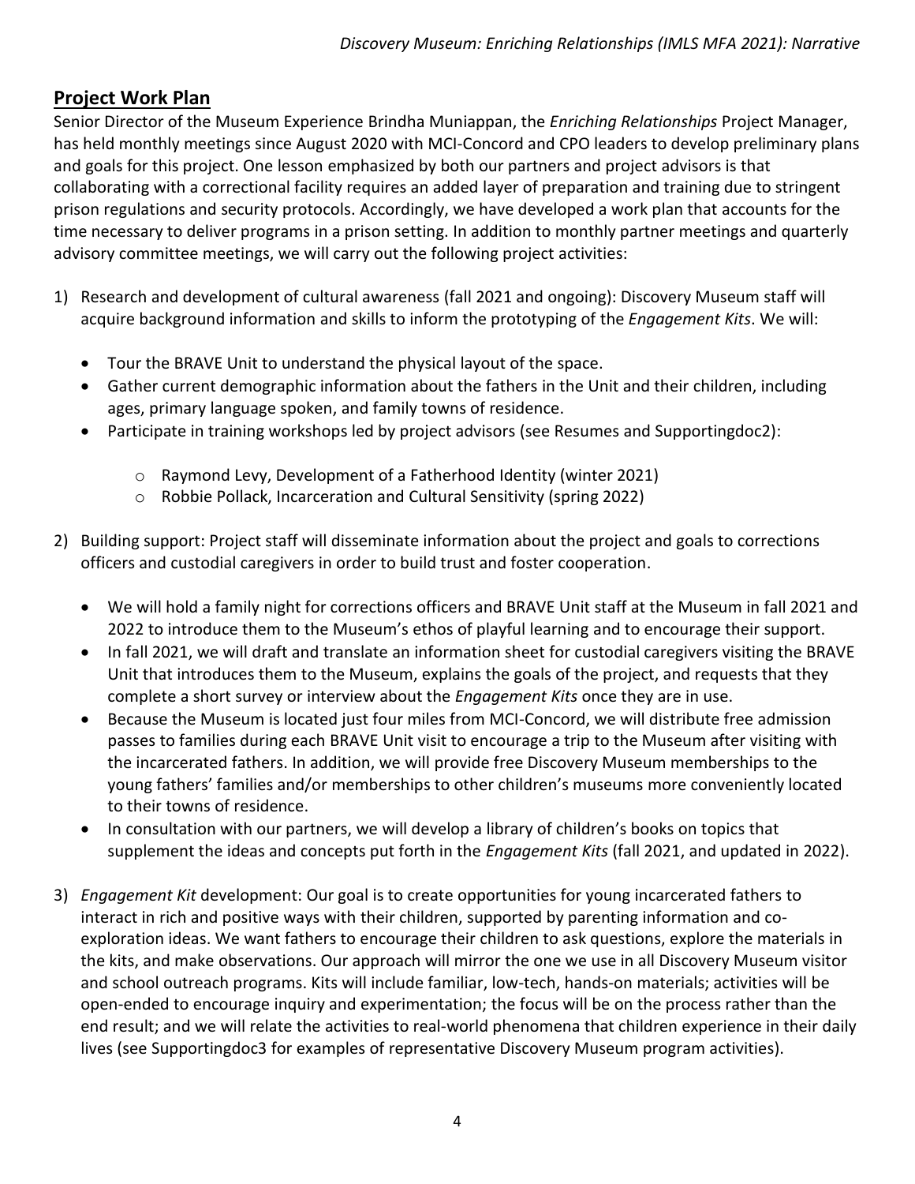## Project Work Plan

Senior Director of the Museum Experience Brindha Muniappan, the *Enriching Relationships* Project Manager, has held monthly meetings since August 2020 with MCI-Concord and CPO leaders to develop preliminary plans and goals for this project. One lesson emphasized by both our partners and project advisors is that collaborating with a correctional facility requires an added layer of preparation and training due to stringent prison regulations and security protocols. Accordingly, we have developed a work plan that accounts for the time necessary to deliver programs in a prison setting. In addition to monthly partner meetings and quarterly advisory committee meetings, we will carry out the following project activities:

1) Research and development of cultural awareness (fall 2021 and ongoing): Discovery Museum staff will acquire background information and skills to inform the prototyping of the *Engagement Kits*. We will:

    - Tour the BRAVE Unit to understand the physical layout of the space.
    - Gather current demographic information about the fathers in the Unit and their children, including ages, primary language spoken, and family towns of residence.
    - Participate in training workshops led by project advisors (see Resumes and Supportingdoc2):
        - Raymond Levy, Development of a Fatherhood Identity (winter 2021)
        - Robbie Pollack, Incarceration and Cultural Sensitivity (spring 2022)

2) Building support: Project staff will disseminate information about the project and goals to corrections officers and custodial caregivers in order to build trust and foster cooperation.

    - We will hold a family night for corrections officers and BRAVE Unit staff at the Museum in fall 2021 and 2022 to introduce them to the Museum's ethos of playful learning and to encourage their support.
    - In fall 2021, we will draft and translate an information sheet for custodial caregivers visiting the BRAVE Unit that introduces them to the Museum, explains the goals of the project, and requests that they complete a short survey or interview about the *Engagement Kits* once they are in use.
    - Because the Museum is located just four miles from MCI-Concord, we will distribute free admission passes to families during each BRAVE Unit visit to encourage a trip to the Museum after visiting with the incarcerated fathers. In addition, we will provide free Discovery Museum memberships to the young fathers' families and/or memberships to other children's museums more conveniently located to their towns of residence.
    - In consultation with our partners, we will develop a library of children's books on topics that supplement the ideas and concepts put forth in the *Engagement Kits* (fall 2021, and updated in 2022).

3) *Engagement Kit* development: Our goal is to create opportunities for young incarcerated fathers to interact in rich and positive ways with their children, supported by parenting information and co-exploration ideas. We want fathers to encourage their children to ask questions, explore the materials in the kits, and make observations. Our approach will mirror the one we use in all Discovery Museum visitor and school outreach programs. Kits will include familiar, low-tech, hands-on materials; activities will be open-ended to encourage inquiry and experimentation; the focus will be on the process rather than the end result; and we will relate the activities to real-world phenomena that children experience in their daily lives (see Supportingdoc3 for examples of representative Discovery Museum program activities).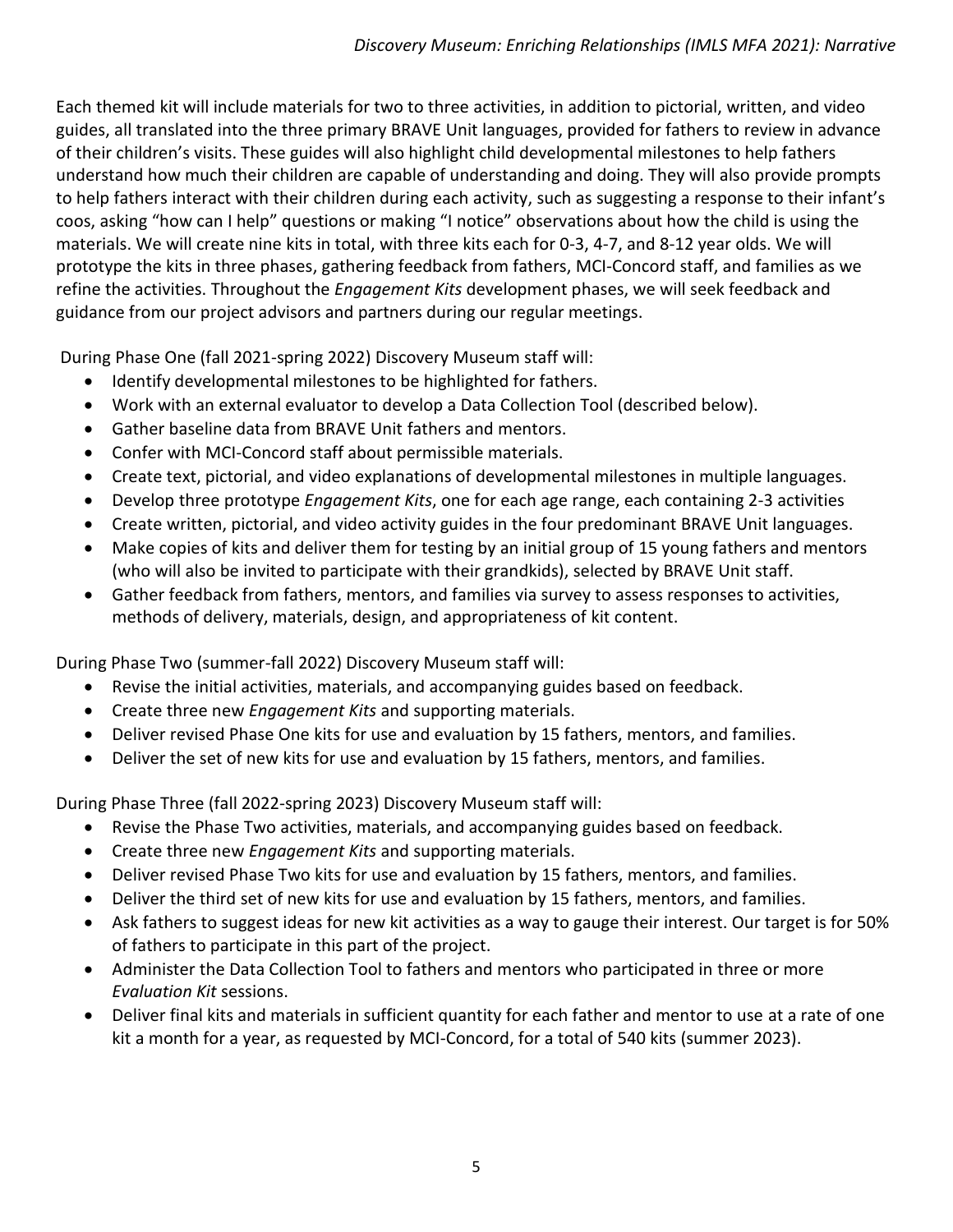Each themed kit will include materials for two to three activities, in addition to pictorial, written, and video guides, all translated into the three primary BRAVE Unit languages, provided for fathers to review in advance of their children's visits. These guides will also highlight child developmental milestones to help fathers understand how much their children are capable of understanding and doing. They will also provide prompts to help fathers interact with their children during each activity, such as suggesting a response to their infant's coos, asking "how can I help" questions or making "I notice" observations about how the child is using the materials. We will create nine kits in total, with three kits each for 0-3, 4-7, and 8-12 year olds. We will prototype the kits in three phases, gathering feedback from fathers, MCI-Concord staff, and families as we refine the activities. Throughout the *Engagement Kits* development phases, we will seek feedback and guidance from our project advisors and partners during our regular meetings.

During Phase One (fall 2021-spring 2022) Discovery Museum staff will:

- Identify developmental milestones to be highlighted for fathers.
- Work with an external evaluator to develop a Data Collection Tool (described below).
- Gather baseline data from BRAVE Unit fathers and mentors.
- Confer with MCI-Concord staff about permissible materials.
- Create text, pictorial, and video explanations of developmental milestones in multiple languages.
- Develop three prototype *Engagement Kits*, one for each age range, each containing 2-3 activities
- Create written, pictorial, and video activity guides in the four predominant BRAVE Unit languages.
- Make copies of kits and deliver them for testing by an initial group of 15 young fathers and mentors (who will also be invited to participate with their grandkids), selected by BRAVE Unit staff.
- Gather feedback from fathers, mentors, and families via survey to assess responses to activities, methods of delivery, materials, design, and appropriateness of kit content.

During Phase Two (summer-fall 2022) Discovery Museum staff will:

- Revise the initial activities, materials, and accompanying guides based on feedback.
- Create three new *Engagement Kits* and supporting materials.
- Deliver revised Phase One kits for use and evaluation by 15 fathers, mentors, and families.
- Deliver the set of new kits for use and evaluation by 15 fathers, mentors, and families.

During Phase Three (fall 2022-spring 2023) Discovery Museum staff will:

- Revise the Phase Two activities, materials, and accompanying guides based on feedback.
- Create three new *Engagement Kits* and supporting materials.
- Deliver revised Phase Two kits for use and evaluation by 15 fathers, mentors, and families.
- Deliver the third set of new kits for use and evaluation by 15 fathers, mentors, and families.
- Ask fathers to suggest ideas for new kit activities as a way to gauge their interest. Our target is for 50% of fathers to participate in this part of the project.
- Administer the Data Collection Tool to fathers and mentors who participated in three or more *Evaluation Kit* sessions.
- Deliver final kits and materials in sufficient quantity for each father and mentor to use at a rate of one kit a month for a year, as requested by MCI-Concord, for a total of 540 kits (summer 2023).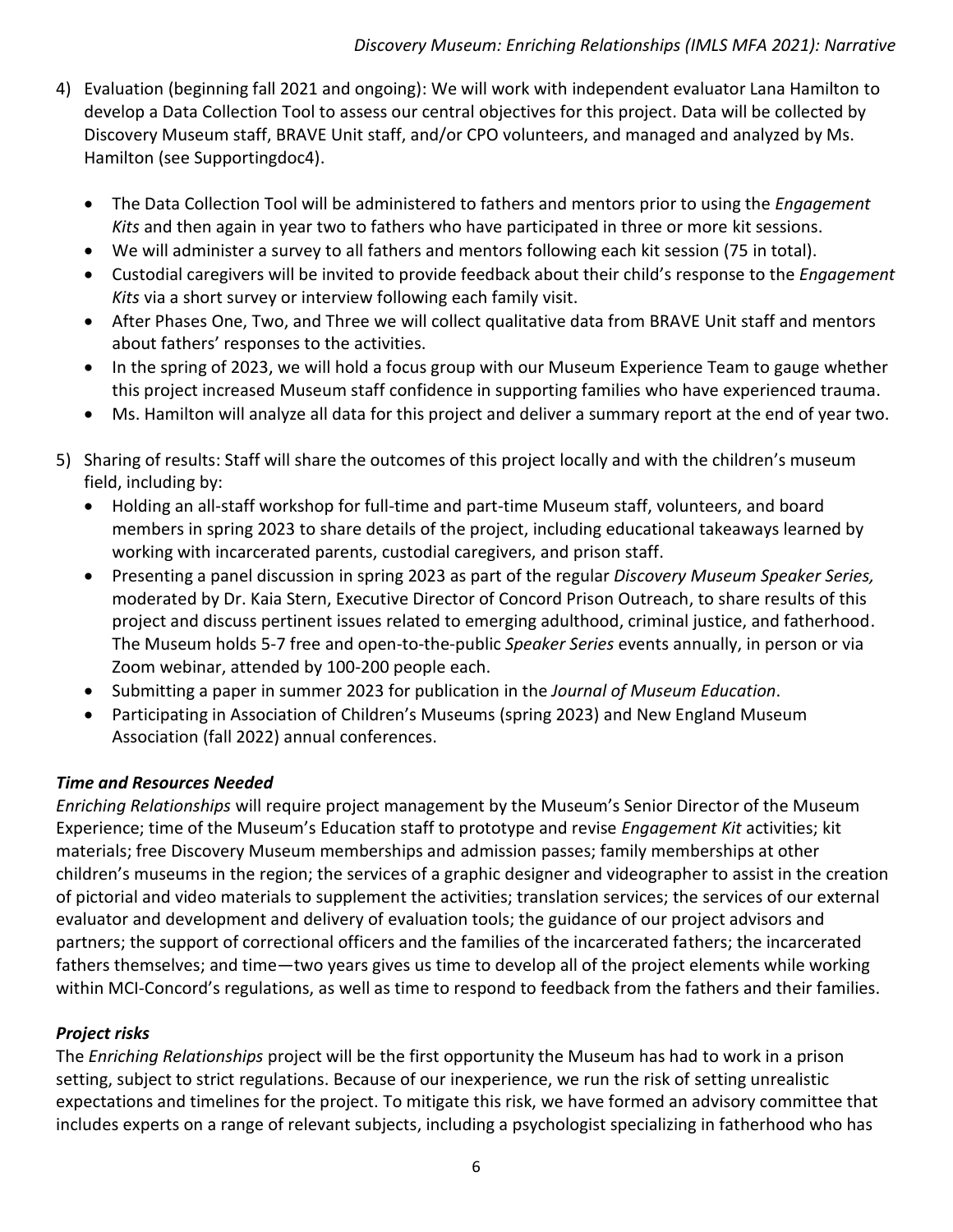4) Evaluation (beginning fall 2021 and ongoing): We will work with independent evaluator Lana Hamilton to develop a Data Collection Tool to assess our central objectives for this project. Data will be collected by Discovery Museum staff, BRAVE Unit staff, and/or CPO volunteers, and managed and analyzed by Ms. Hamilton (see Supportingdoc4).
   - The Data Collection Tool will be administered to fathers and mentors prior to using the *Engagement Kits* and then again in year two to fathers who have participated in three or more kit sessions.
   - We will administer a survey to all fathers and mentors following each kit session (75 in total).
   - Custodial caregivers will be invited to provide feedback about their child's response to the *Engagement Kits* via a short survey or interview following each family visit.
   - After Phases One, Two, and Three we will collect qualitative data from BRAVE Unit staff and mentors about fathers' responses to the activities.
   - In the spring of 2023, we will hold a focus group with our Museum Experience Team to gauge whether this project increased Museum staff confidence in supporting families who have experienced trauma.
   - Ms. Hamilton will analyze all data for this project and deliver a summary report at the end of year two.

5) Sharing of results: Staff will share the outcomes of this project locally and with the children's museum field, including by:
   - Holding an all-staff workshop for full-time and part-time Museum staff, volunteers, and board members in spring 2023 to share details of the project, including educational takeaways learned by working with incarcerated parents, custodial caregivers, and prison staff.
   - Presenting a panel discussion in spring 2023 as part of the regular *Discovery Museum Speaker Series,* moderated by Dr. Kaia Stern, Executive Director of Concord Prison Outreach, to share results of this project and discuss pertinent issues related to emerging adulthood, criminal justice, and fatherhood. The Museum holds 5-7 free and open-to-the-public *Speaker Series* events annually, in person or via Zoom webinar, attended by 100-200 people each.
   - Submitting a paper in summer 2023 for publication in the *Journal of Museum Education*.
   - Participating in Association of Children's Museums (spring 2023) and New England Museum Association (fall 2022) annual conferences.

### *Time and Resources Needed*

*Enriching Relationships* will require project management by the Museum's Senior Director of the Museum Experience; time of the Museum's Education staff to prototype and revise *Engagement Kit* activities; kit materials; free Discovery Museum memberships and admission passes; family memberships at other children's museums in the region; the services of a graphic designer and videographer to assist in the creation of pictorial and video materials to supplement the activities; translation services; the services of our external evaluator and development and delivery of evaluation tools; the guidance of our project advisors and partners; the support of correctional officers and the families of the incarcerated fathers; the incarcerated fathers themselves; and time—two years gives us time to develop all of the project elements while working within MCI-Concord's regulations, as well as time to respond to feedback from the fathers and their families.

### *Project risks*

The *Enriching Relationships* project will be the first opportunity the Museum has had to work in a prison setting, subject to strict regulations. Because of our inexperience, we run the risk of setting unrealistic expectations and timelines for the project. To mitigate this risk, we have formed an advisory committee that includes experts on a range of relevant subjects, including a psychologist specializing in fatherhood who has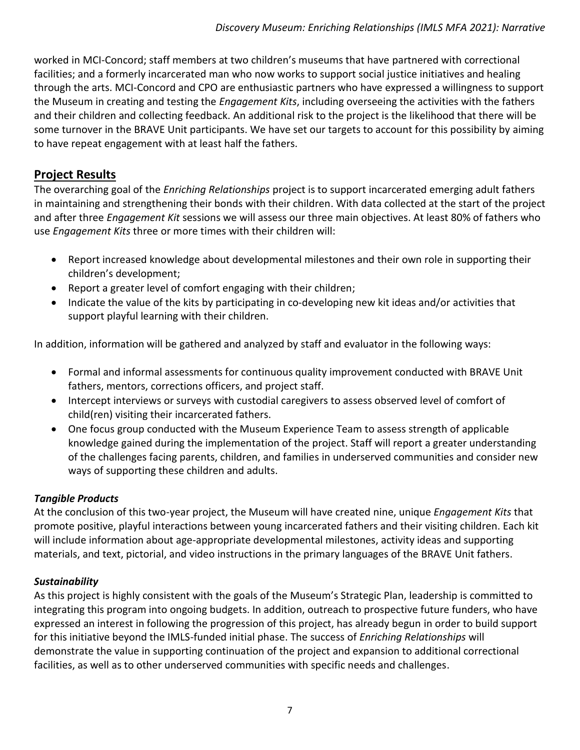worked in MCI-Concord; staff members at two children's museums that have partnered with correctional facilities; and a formerly incarcerated man who now works to support social justice initiatives and healing through the arts. MCI-Concord and CPO are enthusiastic partners who have expressed a willingness to support the Museum in creating and testing the *Engagement Kits*, including overseeing the activities with the fathers and their children and collecting feedback. An additional risk to the project is the likelihood that there will be some turnover in the BRAVE Unit participants. We have set our targets to account for this possibility by aiming to have repeat engagement with at least half the fathers.

## Project Results

The overarching goal of the *Enriching Relationships* project is to support incarcerated emerging adult fathers in maintaining and strengthening their bonds with their children. With data collected at the start of the project and after three *Engagement Kit* sessions we will assess our three main objectives. At least 80% of fathers who use *Engagement Kits* three or more times with their children will:

- Report increased knowledge about developmental milestones and their own role in supporting their children's development;
- Report a greater level of comfort engaging with their children;
- Indicate the value of the kits by participating in co-developing new kit ideas and/or activities that support playful learning with their children.

In addition, information will be gathered and analyzed by staff and evaluator in the following ways:

- Formal and informal assessments for continuous quality improvement conducted with BRAVE Unit fathers, mentors, corrections officers, and project staff.
- Intercept interviews or surveys with custodial caregivers to assess observed level of comfort of child(ren) visiting their incarcerated fathers.
- One focus group conducted with the Museum Experience Team to assess strength of applicable knowledge gained during the implementation of the project. Staff will report a greater understanding of the challenges facing parents, children, and families in underserved communities and consider new ways of supporting these children and adults.

### *Tangible Products*

At the conclusion of this two-year project, the Museum will have created nine, unique *Engagement Kits* that promote positive, playful interactions between young incarcerated fathers and their visiting children. Each kit will include information about age-appropriate developmental milestones, activity ideas and supporting materials, and text, pictorial, and video instructions in the primary languages of the BRAVE Unit fathers.

### *Sustainability*

As this project is highly consistent with the goals of the Museum's Strategic Plan, leadership is committed to integrating this program into ongoing budgets. In addition, outreach to prospective future funders, who have expressed an interest in following the progression of this project, has already begun in order to build support for this initiative beyond the IMLS-funded initial phase. The success of *Enriching Relationships* will demonstrate the value in supporting continuation of the project and expansion to additional correctional facilities, as well as to other underserved communities with specific needs and challenges.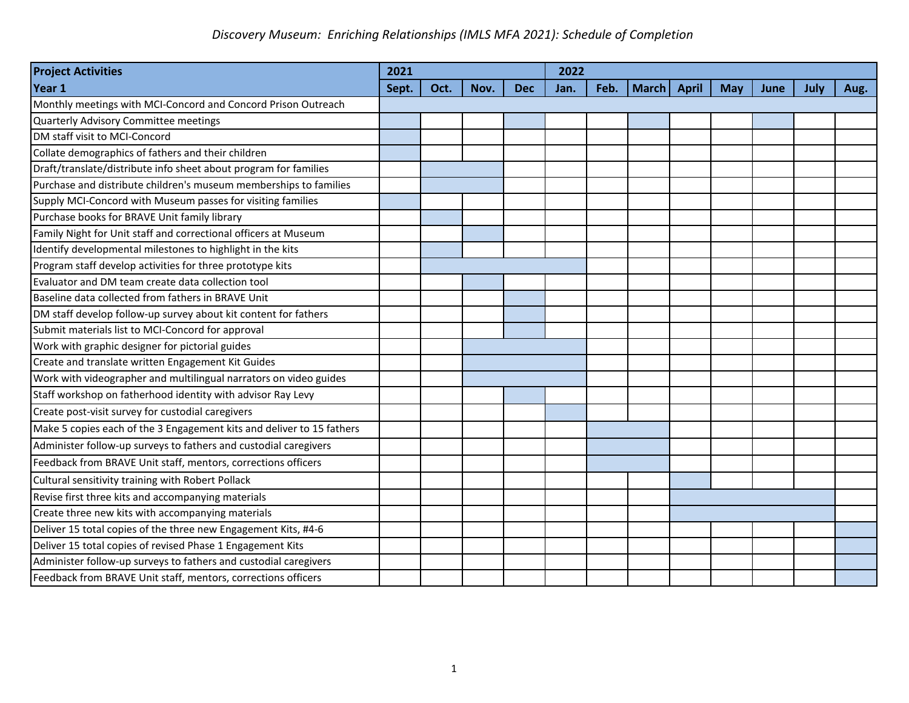*Discovery Museum: Enriching Relationships (IMLS MFA 2021): Schedule of Completion*

| Project Activities | 2021 | | | | 2022 | | | | | | | |
|---|---|---|---|---|---|---|---|---|---|---|---|---|
| **Year 1** | **Sept.** | **Oct.** | **Nov.** | **Dec** | **Jan.** | **Feb.** | **March** | **April** | **May** | **June** | **July** | **Aug.** |
| Monthly meetings with MCI-Concord and Concord Prison Outreach | X | X | X | X | X | X | X | X | X | X | X | X |
| Quarterly Advisory Committee meetings | X | | | X | | | X | | | X | | |
| DM staff visit to MCI-Concord | X | | | | | | | | | | | |
| Collate demographics of fathers and their children | X | | | | | | | | | | | |
| Draft/translate/distribute info sheet about program for families | | X | X | | | | | | | | | |
| Purchase and distribute children's museum memberships to families | | X | X | | | | | | | | | |
| Supply MCI-Concord with Museum passes for visiting families | X | | | | | | | | | | | |
| Purchase books for BRAVE Unit family library | | X | | | | | | | | | | |
| Family Night for Unit staff and correctional officers at Museum | | | X | | | | | | | | | |
| Identify developmental milestones to highlight in the kits | | X | | | | | | | | | | |
| Program staff develop activities for three prototype kits | | X | X | X | X | | | | | | | |
| Evaluator and DM team create data collection tool | | | X | | | | | | | | | |
| Baseline data collected from fathers in BRAVE Unit | | | | X | | | | | | | | |
| DM staff develop follow-up survey about kit content for fathers | | | | X | | | | | | | | |
| Submit materials list to MCI-Concord for approval | | | | X | | | | | | | | |
| Work with graphic designer for pictorial guides | | | X | X | X | | | | | | | |
| Create and translate written Engagement Kit Guides | | | X | X | X | | | | | | | |
| Work with videographer and multilingual narrators on video guides | | | X | X | X | | | | | | | |
| Staff workshop on fatherhood identity with advisor Ray Levy | | | | X | | | | | | | | |
| Create post-visit survey for custodial caregivers | | | | | X | | | | | | | |
| Make 5 copies each of the 3 Engagement kits and deliver to 15 fathers | | | | | | X | X | | | | | |
| Administer follow-up surveys to fathers and custodial caregivers | | | | | | X | X | | | | | |
| Feedback from BRAVE Unit staff, mentors, corrections officers | | | | | | X | X | | | | | |
| Cultural sensitivity training with Robert Pollack | | | | | | | | X | | | | |
| Revise first three kits and accompanying materials | | | | | | | | X | X | X | X | |
| Create three new kits with accompanying materials | | | | | | | | X | X | X | X | |
| Deliver 15 total copies of the three new Engagement Kits, #4-6 | | | | | | | | | | | | X |
| Deliver 15 total copies of revised Phase 1 Engagement Kits | | | | | | | | | | | | X |
| Administer follow-up surveys to fathers and custodial caregivers | | | | | | | | | | | | X |
| Feedback from BRAVE Unit staff, mentors, corrections officers | | | | | | | | | | | | X |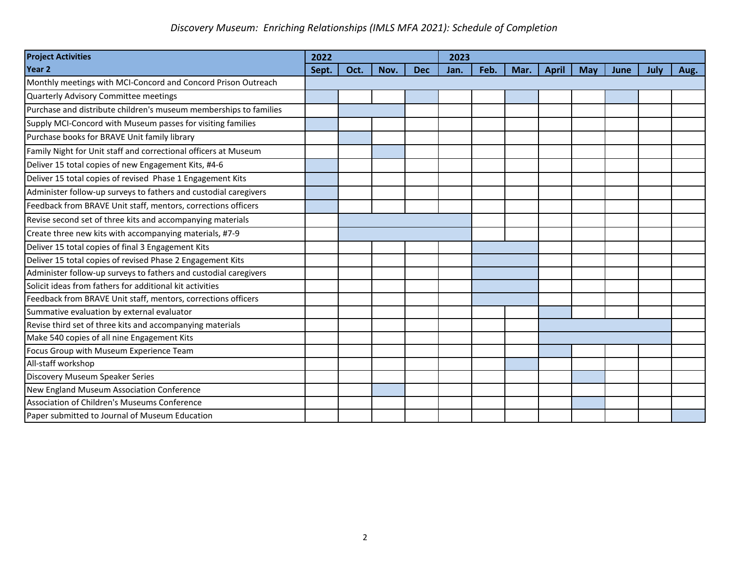# *Discovery Museum: Enriching Relationships (IMLS MFA 2021): Schedule of Completion*

Shaded cells in the original schedule are marked with X.

| **Project Activities** | **2022** | | | | **2023** | | | | | | | |
|---|---|---|---|---|---|---|---|---|---|---|---|---|
| **Year 2** | **Sept.** | **Oct.** | **Nov.** | **Dec** | **Jan.** | **Feb.** | **Mar.** | **April** | **May** | **June** | **July** | **Aug.** |
| Monthly meetings with MCI-Concord and Concord Prison Outreach | X | X | X | X | X | X | X | X | X | X | X | X |
| Quarterly Advisory Committee meetings | X | | | X | | | X | | | X | | |
| Purchase and distribute children's museum memberships to families | | X | X | | | | | | | | | |
| Supply MCI-Concord with Museum passes for visiting families | X | | | | | | | | | | | |
| Purchase books for BRAVE Unit family library | | X | | | | | | | | | | |
| Family Night for Unit staff and correctional officers at Museum | | | X | | | | | | | | | |
| Deliver 15 total copies of new Engagement Kits, #4-6 | X | | | | | | | | | | | |
| Deliver 15 total copies of revised Phase 1 Engagement Kits | X | | | | | | | | | | | |
| Administer follow-up surveys to fathers and custodial caregivers | X | | | | | | | | | | | |
| Feedback from BRAVE Unit staff, mentors, corrections officers | X | | | | | | | | | | | |
| Revise second set of three kits and accompanying materials | | X | X | X | X | | | | | | | |
| Create three new kits with accompanying materials, #7-9 | | X | X | X | X | | | | | | | |
| Deliver 15 total copies of final 3 Engagement Kits | | | | | | X | X | | | | | |
| Deliver 15 total copies of revised Phase 2 Engagement Kits | | | | | | X | X | | | | | |
| Administer follow-up surveys to fathers and custodial caregivers | | | | | | X | X | | | | | |
| Solicit ideas from fathers for additional kit activities | | | | | | X | X | | | | | |
| Feedback from BRAVE Unit staff, mentors, corrections officers | | | | | | X | X | | | | | |
| Summative evaluation by external evaluator | | | | | | | | X | | | | |
| Revise third set of three kits and accompanying materials | | | | | | | | X | X | X | X | |
| Make 540 copies of all nine Engagement Kits | | | | | | | | X | X | X | X | |
| Focus Group with Museum Experience Team | | | | | | | | X | | | | |
| All-staff workshop | | | | | | | X | | | | | |
| Discovery Museum Speaker Series | | | | | | | | | X | | | |
| New England Museum Association Conference | | | X | | | | | | | | | |
| Association of Children's Museums Conference | | | | | | | | | X | | | |
| Paper submitted to Journal of Museum Education | | | | | | | | | | | | X |